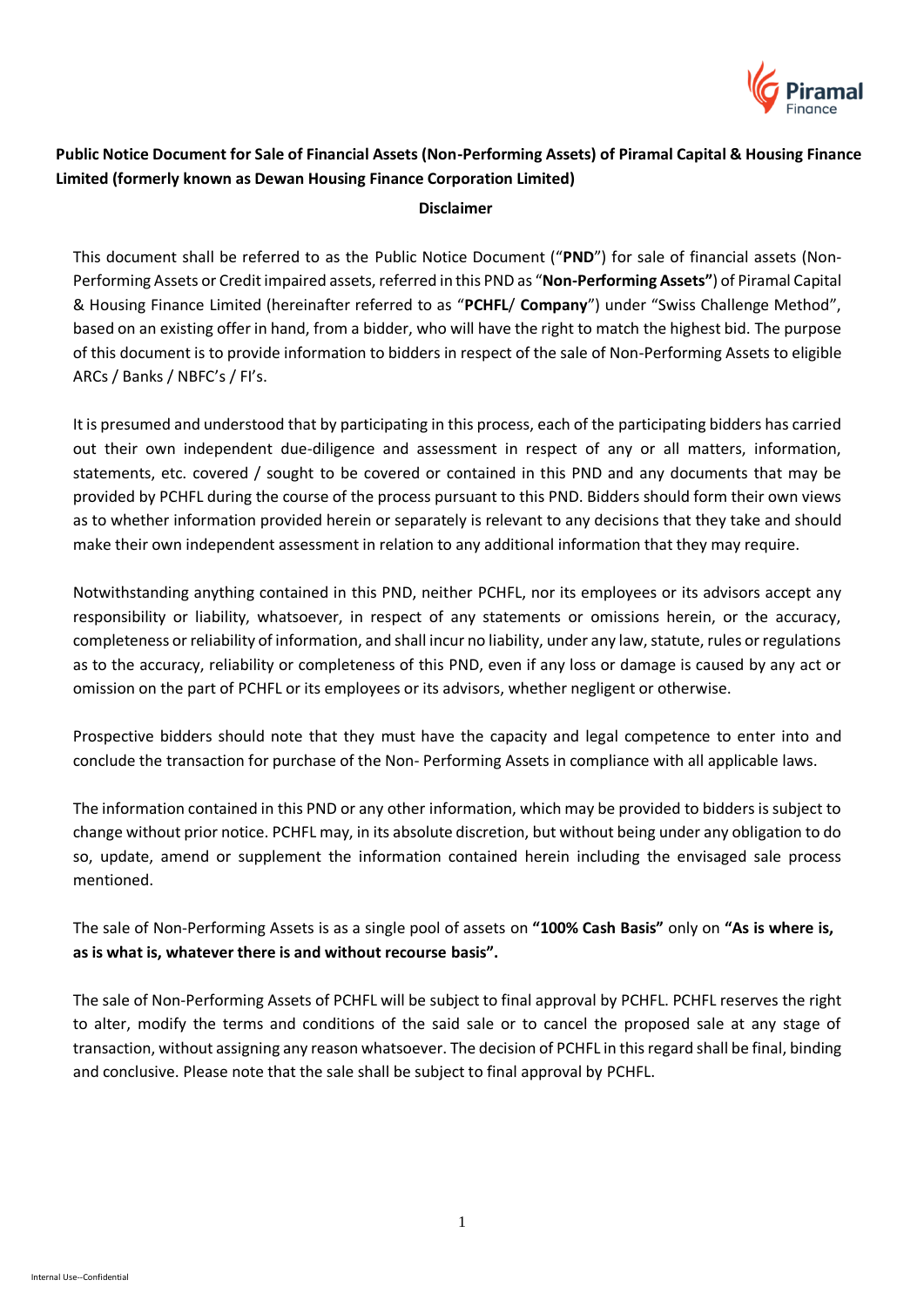**Public Notice Document for Sale of Financial Assets (Non-Performing Assets) of Piramal Capital & Housing Finance Limited (formerly known as Dewan Housing Finance Corporation Limited)**

**Disclaimer**

This document shall be referred to as the Public Notice Document ("**PND**") for sale of financial assets (Non-Performing Assets or Credit impaired assets, referred in this PND as "**Non-Performing Assets"**) of Piramal Capital & Housing Finance Limited (hereinafter referred to as "**PCHFL**/ **Company**") under "Swiss Challenge Method", based on an existing offer in hand, from a bidder, who will have the right to match the highest bid. The purpose of this document is to provide information to bidders in respect of the sale of Non-Performing Assets to eligible ARCs / Banks / NBFC's / FI's.

It is presumed and understood that by participating in this process, each of the participating bidders has carried out their own independent due-diligence and assessment in respect of any or all matters, information, statements, etc. covered / sought to be covered or contained in this PND and any documents that may be provided by PCHFL during the course of the process pursuant to this PND. Bidders should form their own views as to whether information provided herein or separately is relevant to any decisions that they take and should make their own independent assessment in relation to any additional information that they may require.

Notwithstanding anything contained in this PND, neither PCHFL, nor its employees or its advisors accept any responsibility or liability, whatsoever, in respect of any statements or omissions herein, or the accuracy, completeness or reliability of information, and shall incur no liability, under any law, statute, rules or regulations as to the accuracy, reliability or completeness of this PND, even if any loss or damage is caused by any act or omission on the part of PCHFL or its employees or its advisors, whether negligent or otherwise.

Prospective bidders should note that they must have the capacity and legal competence to enter into and conclude the transaction for purchase of the Non- Performing Assets in compliance with all applicable laws.

The information contained in this PND or any other information, which may be provided to bidders is subject to change without prior notice. PCHFL may, in its absolute discretion, but without being under any obligation to do so, update, amend or supplement the information contained herein including the envisaged sale process mentioned.

The sale of Non-Performing Assets is as a single pool of assets on **"100% Cash Basis"** only on **"As is where is, as is what is, whatever there is and without recourse basis".**

The sale of Non-Performing Assets of PCHFL will be subject to final approval by PCHFL. PCHFL reserves the right to alter, modify the terms and conditions of the said sale or to cancel the proposed sale at any stage of transaction, without assigning any reason whatsoever. The decision of PCHFL in this regard shall be final, binding and conclusive. Please note that the sale shall be subject to final approval by PCHFL.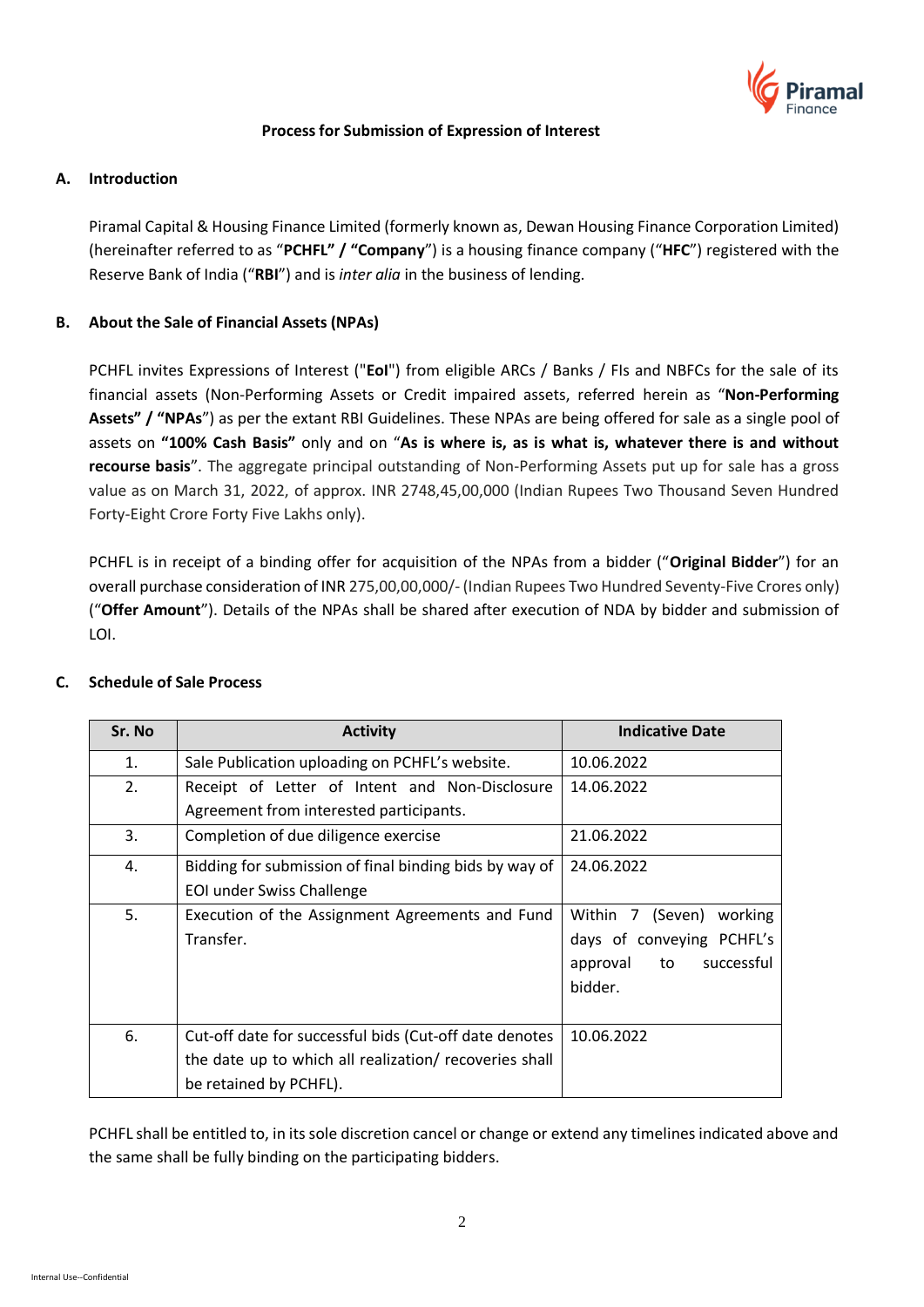## Process for Submission of Expression of Interest

### A. Introduction

Piramal Capital & Housing Finance Limited (formerly known as, Dewan Housing Finance Corporation Limited) (hereinafter referred to as "**PCHFL" / "Company**") is a housing finance company ("**HFC**") registered with the Reserve Bank of India ("**RBI**") and is *inter alia* in the business of lending.

### B. About the Sale of Financial Assets (NPAs)

PCHFL invites Expressions of Interest ("**EoI**") from eligible ARCs / Banks / FIs and NBFCs for the sale of its financial assets (Non-Performing Assets or Credit impaired assets, referred herein as "**Non-Performing Assets" / "NPAs**") as per the extant RBI Guidelines. These NPAs are being offered for sale as a single pool of assets on **"100% Cash Basis"** only and on "**As is where is, as is what is, whatever there is and without recourse basis**". The aggregate principal outstanding of Non-Performing Assets put up for sale has a gross value as on March 31, 2022, of approx. INR 2748,45,00,000 (Indian Rupees Two Thousand Seven Hundred Forty-Eight Crore Forty Five Lakhs only).

PCHFL is in receipt of a binding offer for acquisition of the NPAs from a bidder ("**Original Bidder**") for an overall purchase consideration of INR 275,00,00,000/- (Indian Rupees Two Hundred Seventy-Five Crores only) ("**Offer Amount**"). Details of the NPAs shall be shared after execution of NDA by bidder and submission of LOI.

### C. Schedule of Sale Process

| Sr. No | Activity | Indicative Date |
|---|---|---|
| 1. | Sale Publication uploading on PCHFL's website. | 10.06.2022 |
| 2. | Receipt of Letter of Intent and Non-Disclosure Agreement from interested participants. | 14.06.2022 |
| 3. | Completion of due diligence exercise | 21.06.2022 |
| 4. | Bidding for submission of final binding bids by way of EOI under Swiss Challenge | 24.06.2022 |
| 5. | Execution of the Assignment Agreements and Fund Transfer. | Within 7 (Seven) working days of conveying PCHFL's approval to successful bidder. |
| 6. | Cut-off date for successful bids (Cut-off date denotes the date up to which all realization/ recoveries shall be retained by PCHFL). | 10.06.2022 |

PCHFL shall be entitled to, in its sole discretion cancel or change or extend any timelines indicated above and the same shall be fully binding on the participating bidders.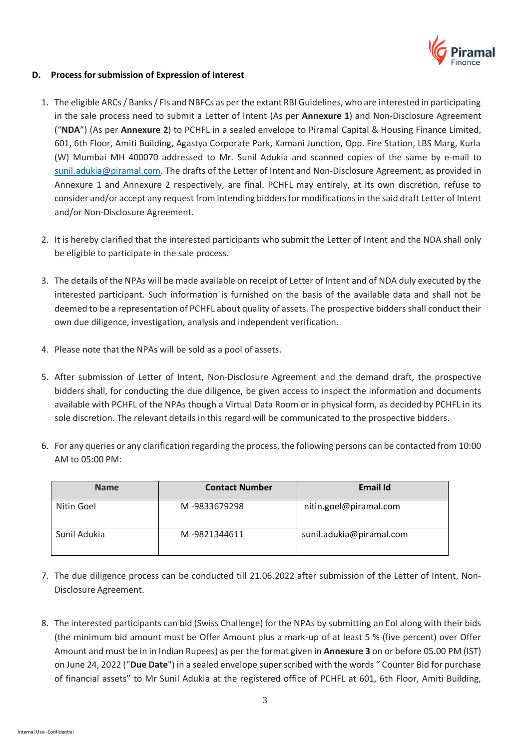#### D. Process for submission of Expression of Interest

1. The eligible ARCs / Banks / FIs and NBFCs as per the extant RBI Guidelines, who are interested in participating in the sale process need to submit a Letter of Intent (As per **Annexure 1**) and Non-Disclosure Agreement ("**NDA**") (As per **Annexure 2**) to PCHFL in a sealed envelope to Piramal Capital & Housing Finance Limited, 601, 6th Floor, Amiti Building, Agastya Corporate Park, Kamani Junction, Opp. Fire Station, LBS Marg, Kurla (W) Mumbai MH 400070 addressed to Mr. Sunil Adukia and scanned copies of the same by e-mail to sunil.adukia@piramal.com. The drafts of the Letter of Intent and Non-Disclosure Agreement, as provided in Annexure 1 and Annexure 2 respectively, are final. PCHFL may entirely, at its own discretion, refuse to consider and/or accept any request from intending bidders for modifications in the said draft Letter of Intent and/or Non-Disclosure Agreement.

2. It is hereby clarified that the interested participants who submit the Letter of Intent and the NDA shall only be eligible to participate in the sale process.

3. The details of the NPAs will be made available on receipt of Letter of Intent and of NDA duly executed by the interested participant. Such information is furnished on the basis of the available data and shall not be deemed to be a representation of PCHFL about quality of assets. The prospective bidders shall conduct their own due diligence, investigation, analysis and independent verification.

4. Please note that the NPAs will be sold as a pool of assets.

5. After submission of Letter of Intent, Non-Disclosure Agreement and the demand draft, the prospective bidders shall, for conducting the due diligence, be given access to inspect the information and documents available with PCHFL of the NPAs though a Virtual Data Room or in physical form, as decided by PCHFL in its sole discretion. The relevant details in this regard will be communicated to the prospective bidders.

6. For any queries or any clarification regarding the process, the following persons can be contacted from 10:00 AM to 05:00 PM:

| Name | Contact Number | Email Id |
|---|---|---|
| Nitin Goel | M -9833679298 | nitin.goel@piramal.com |
| Sunil Adukia | M -9821344611 | sunil.adukia@piramal.com |

7. The due diligence process can be conducted till 21.06.2022 after submission of the Letter of Intent, Non-Disclosure Agreement.

8. The interested participants can bid (Swiss Challenge) for the NPAs by submitting an EoI along with their bids (the minimum bid amount must be Offer Amount plus a mark-up of at least 5 % (five percent) over Offer Amount and must be in in Indian Rupees) as per the format given in **Annexure 3** on or before 05.00 PM (IST) on June 24, 2022 ("**Due Date**") in a sealed envelope super scribed with the words " Counter Bid for purchase of financial assets" to Mr Sunil Adukia at the registered office of PCHFL at 601, 6th Floor, Amiti Building,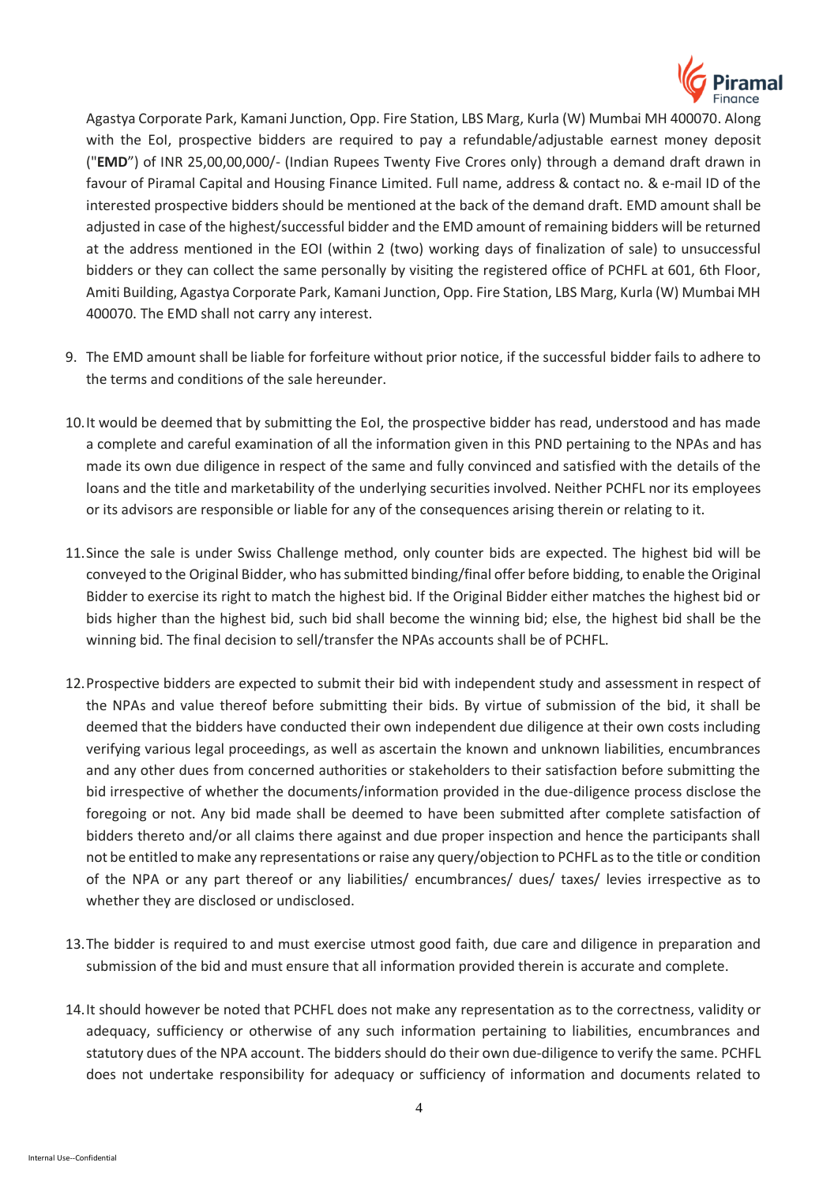Agastya Corporate Park, Kamani Junction, Opp. Fire Station, LBS Marg, Kurla (W) Mumbai MH 400070. Along with the EoI, prospective bidders are required to pay a refundable/adjustable earnest money deposit ("**EMD**") of INR 25,00,00,000/- (Indian Rupees Twenty Five Crores only) through a demand draft drawn in favour of Piramal Capital and Housing Finance Limited. Full name, address & contact no. & e-mail ID of the interested prospective bidders should be mentioned at the back of the demand draft. EMD amount shall be adjusted in case of the highest/successful bidder and the EMD amount of remaining bidders will be returned at the address mentioned in the EOI (within 2 (two) working days of finalization of sale) to unsuccessful bidders or they can collect the same personally by visiting the registered office of PCHFL at 601, 6th Floor, Amiti Building, Agastya Corporate Park, Kamani Junction, Opp. Fire Station, LBS Marg, Kurla (W) Mumbai MH 400070. The EMD shall not carry any interest.

9. The EMD amount shall be liable for forfeiture without prior notice, if the successful bidder fails to adhere to the terms and conditions of the sale hereunder.

10. It would be deemed that by submitting the EoI, the prospective bidder has read, understood and has made a complete and careful examination of all the information given in this PND pertaining to the NPAs and has made its own due diligence in respect of the same and fully convinced and satisfied with the details of the loans and the title and marketability of the underlying securities involved. Neither PCHFL nor its employees or its advisors are responsible or liable for any of the consequences arising therein or relating to it.

11. Since the sale is under Swiss Challenge method, only counter bids are expected. The highest bid will be conveyed to the Original Bidder, who has submitted binding/final offer before bidding, to enable the Original Bidder to exercise its right to match the highest bid. If the Original Bidder either matches the highest bid or bids higher than the highest bid, such bid shall become the winning bid; else, the highest bid shall be the winning bid. The final decision to sell/transfer the NPAs accounts shall be of PCHFL.

12. Prospective bidders are expected to submit their bid with independent study and assessment in respect of the NPAs and value thereof before submitting their bids. By virtue of submission of the bid, it shall be deemed that the bidders have conducted their own independent due diligence at their own costs including verifying various legal proceedings, as well as ascertain the known and unknown liabilities, encumbrances and any other dues from concerned authorities or stakeholders to their satisfaction before submitting the bid irrespective of whether the documents/information provided in the due-diligence process disclose the foregoing or not. Any bid made shall be deemed to have been submitted after complete satisfaction of bidders thereto and/or all claims there against and due proper inspection and hence the participants shall not be entitled to make any representations or raise any query/objection to PCHFL as to the title or condition of the NPA or any part thereof or any liabilities/ encumbrances/ dues/ taxes/ levies irrespective as to whether they are disclosed or undisclosed.

13. The bidder is required to and must exercise utmost good faith, due care and diligence in preparation and submission of the bid and must ensure that all information provided therein is accurate and complete.

14. It should however be noted that PCHFL does not make any representation as to the correctness, validity or adequacy, sufficiency or otherwise of any such information pertaining to liabilities, encumbrances and statutory dues of the NPA account. The bidders should do their own due-diligence to verify the same. PCHFL does not undertake responsibility for adequacy or sufficiency of information and documents related to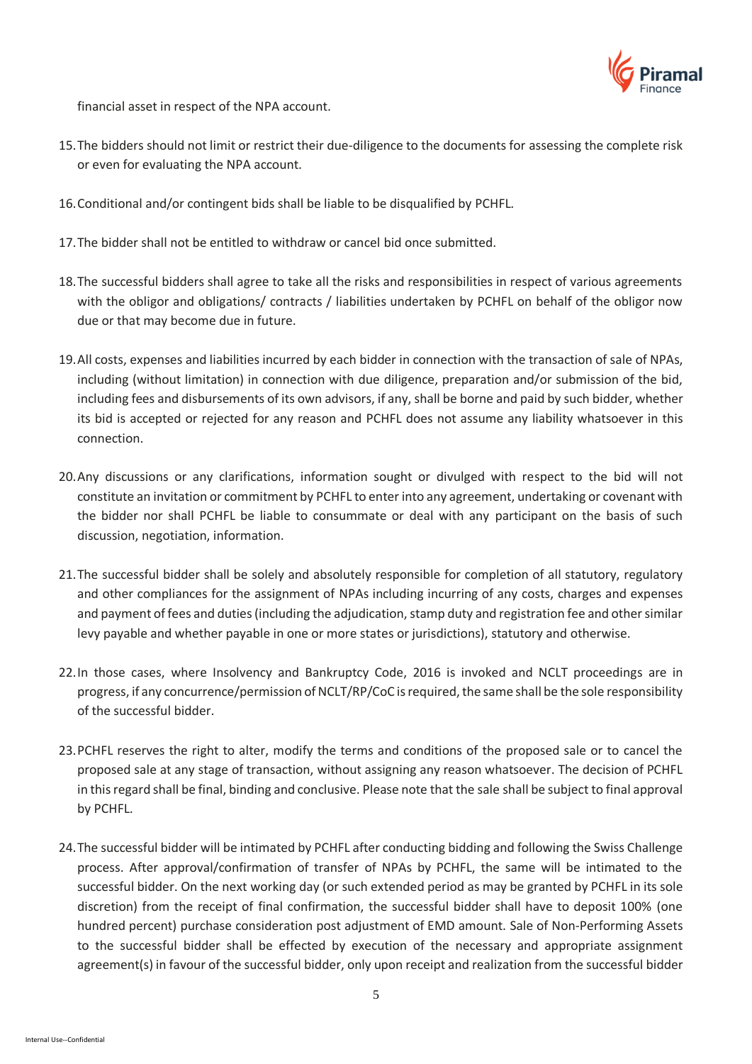financial asset in respect of the NPA account.

15. The bidders should not limit or restrict their due-diligence to the documents for assessing the complete risk or even for evaluating the NPA account.

16. Conditional and/or contingent bids shall be liable to be disqualified by PCHFL.

17. The bidder shall not be entitled to withdraw or cancel bid once submitted.

18. The successful bidders shall agree to take all the risks and responsibilities in respect of various agreements with the obligor and obligations/ contracts / liabilities undertaken by PCHFL on behalf of the obligor now due or that may become due in future.

19. All costs, expenses and liabilities incurred by each bidder in connection with the transaction of sale of NPAs, including (without limitation) in connection with due diligence, preparation and/or submission of the bid, including fees and disbursements of its own advisors, if any, shall be borne and paid by such bidder, whether its bid is accepted or rejected for any reason and PCHFL does not assume any liability whatsoever in this connection.

20. Any discussions or any clarifications, information sought or divulged with respect to the bid will not constitute an invitation or commitment by PCHFL to enter into any agreement, undertaking or covenant with the bidder nor shall PCHFL be liable to consummate or deal with any participant on the basis of such discussion, negotiation, information.

21. The successful bidder shall be solely and absolutely responsible for completion of all statutory, regulatory and other compliances for the assignment of NPAs including incurring of any costs, charges and expenses and payment of fees and duties (including the adjudication, stamp duty and registration fee and other similar levy payable and whether payable in one or more states or jurisdictions), statutory and otherwise.

22. In those cases, where Insolvency and Bankruptcy Code, 2016 is invoked and NCLT proceedings are in progress, if any concurrence/permission of NCLT/RP/CoC is required, the same shall be the sole responsibility of the successful bidder.

23. PCHFL reserves the right to alter, modify the terms and conditions of the proposed sale or to cancel the proposed sale at any stage of transaction, without assigning any reason whatsoever. The decision of PCHFL in this regard shall be final, binding and conclusive. Please note that the sale shall be subject to final approval by PCHFL.

24. The successful bidder will be intimated by PCHFL after conducting bidding and following the Swiss Challenge process. After approval/confirmation of transfer of NPAs by PCHFL, the same will be intimated to the successful bidder. On the next working day (or such extended period as may be granted by PCHFL in its sole discretion) from the receipt of final confirmation, the successful bidder shall have to deposit 100% (one hundred percent) purchase consideration post adjustment of EMD amount. Sale of Non-Performing Assets to the successful bidder shall be effected by execution of the necessary and appropriate assignment agreement(s) in favour of the successful bidder, only upon receipt and realization from the successful bidder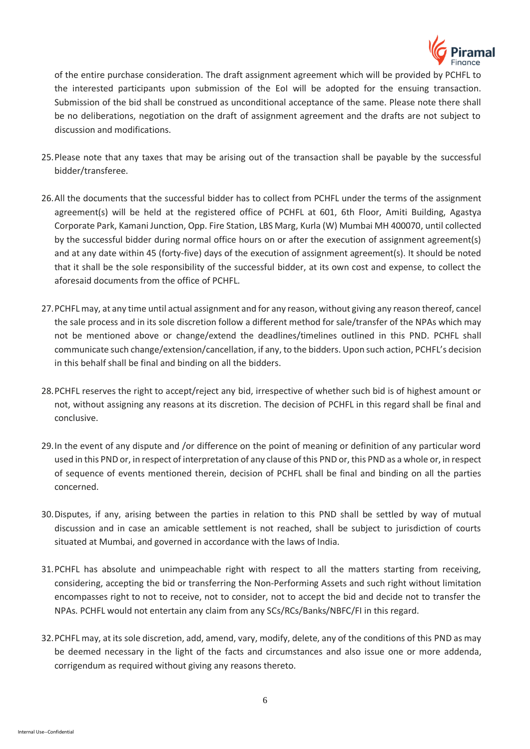of the entire purchase consideration. The draft assignment agreement which will be provided by PCHFL to the interested participants upon submission of the EoI will be adopted for the ensuing transaction. Submission of the bid shall be construed as unconditional acceptance of the same. Please note there shall be no deliberations, negotiation on the draft of assignment agreement and the drafts are not subject to discussion and modifications.

25. Please note that any taxes that may be arising out of the transaction shall be payable by the successful bidder/transferee.

26. All the documents that the successful bidder has to collect from PCHFL under the terms of the assignment agreement(s) will be held at the registered office of PCHFL at 601, 6th Floor, Amiti Building, Agastya Corporate Park, Kamani Junction, Opp. Fire Station, LBS Marg, Kurla (W) Mumbai MH 400070, until collected by the successful bidder during normal office hours on or after the execution of assignment agreement(s) and at any date within 45 (forty-five) days of the execution of assignment agreement(s). It should be noted that it shall be the sole responsibility of the successful bidder, at its own cost and expense, to collect the aforesaid documents from the office of PCHFL.

27. PCHFL may, at any time until actual assignment and for any reason, without giving any reason thereof, cancel the sale process and in its sole discretion follow a different method for sale/transfer of the NPAs which may not be mentioned above or change/extend the deadlines/timelines outlined in this PND. PCHFL shall communicate such change/extension/cancellation, if any, to the bidders. Upon such action, PCHFL's decision in this behalf shall be final and binding on all the bidders.

28. PCHFL reserves the right to accept/reject any bid, irrespective of whether such bid is of highest amount or not, without assigning any reasons at its discretion. The decision of PCHFL in this regard shall be final and conclusive.

29. In the event of any dispute and /or difference on the point of meaning or definition of any particular word used in this PND or, in respect of interpretation of any clause of this PND or, this PND as a whole or, in respect of sequence of events mentioned therein, decision of PCHFL shall be final and binding on all the parties concerned.

30. Disputes, if any, arising between the parties in relation to this PND shall be settled by way of mutual discussion and in case an amicable settlement is not reached, shall be subject to jurisdiction of courts situated at Mumbai, and governed in accordance with the laws of India.

31. PCHFL has absolute and unimpeachable right with respect to all the matters starting from receiving, considering, accepting the bid or transferring the Non-Performing Assets and such right without limitation encompasses right to not to receive, not to consider, not to accept the bid and decide not to transfer the NPAs. PCHFL would not entertain any claim from any SCs/RCs/Banks/NBFC/FI in this regard.

32. PCHFL may, at its sole discretion, add, amend, vary, modify, delete, any of the conditions of this PND as may be deemed necessary in the light of the facts and circumstances and also issue one or more addenda, corrigendum as required without giving any reasons thereto.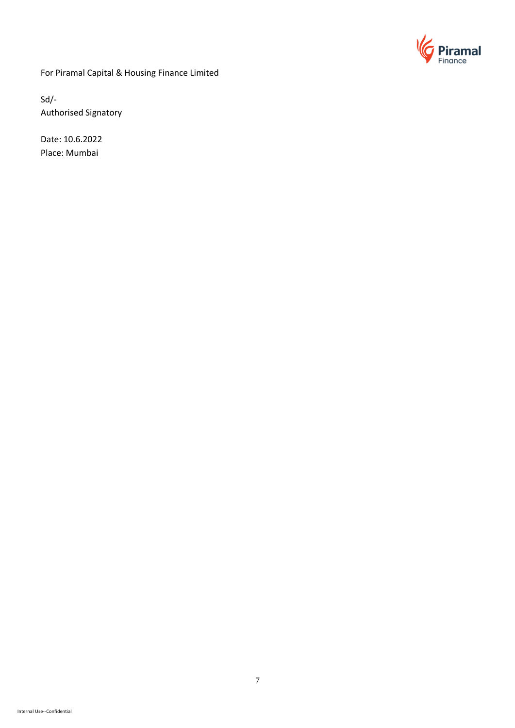For Piramal Capital & Housing Finance Limited

Sd/-
Authorised Signatory

Date: 10.6.2022
Place: Mumbai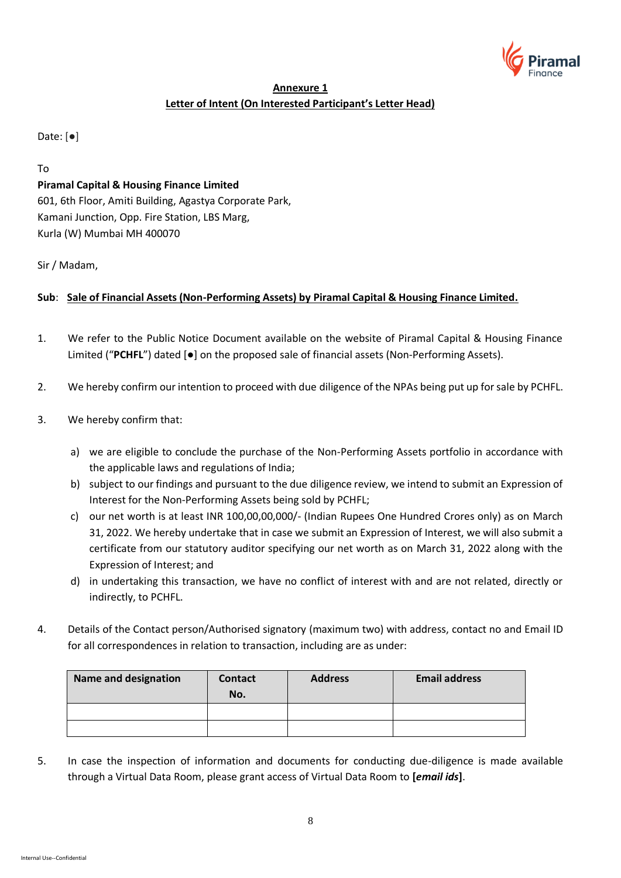**Annexure 1**

**Letter of Intent (On Interested Participant's Letter Head)**

Date: [●]

To

**Piramal Capital & Housing Finance Limited**
601, 6th Floor, Amiti Building, Agastya Corporate Park,
Kamani Junction, Opp. Fire Station, LBS Marg,
Kurla (W) Mumbai MH 400070

Sir / Madam,

**Sub**: **Sale of Financial Assets (Non-Performing Assets) by Piramal Capital & Housing Finance Limited.**

1. We refer to the Public Notice Document available on the website of Piramal Capital & Housing Finance Limited ("**PCHFL**") dated [●] on the proposed sale of financial assets (Non-Performing Assets).

2. We hereby confirm our intention to proceed with due diligence of the NPAs being put up for sale by PCHFL.

3. We hereby confirm that:

   a) we are eligible to conclude the purchase of the Non-Performing Assets portfolio in accordance with the applicable laws and regulations of India;
   b) subject to our findings and pursuant to the due diligence review, we intend to submit an Expression of Interest for the Non-Performing Assets being sold by PCHFL;
   c) our net worth is at least INR 100,00,00,000/- (Indian Rupees One Hundred Crores only) as on March 31, 2022. We hereby undertake that in case we submit an Expression of Interest, we will also submit a certificate from our statutory auditor specifying our net worth as on March 31, 2022 along with the Expression of Interest; and
   d) in undertaking this transaction, we have no conflict of interest with and are not related, directly or indirectly, to PCHFL.

4. Details of the Contact person/Authorised signatory (maximum two) with address, contact no and Email ID for all correspondences in relation to transaction, including are as under:

| Name and designation | Contact No. | Address | Email address |
|---|---|---|---|
| | | | |
| | | | |

5. In case the inspection of information and documents for conducting due-diligence is made available through a Virtual Data Room, please grant access of Virtual Data Room to **[*email ids*]**.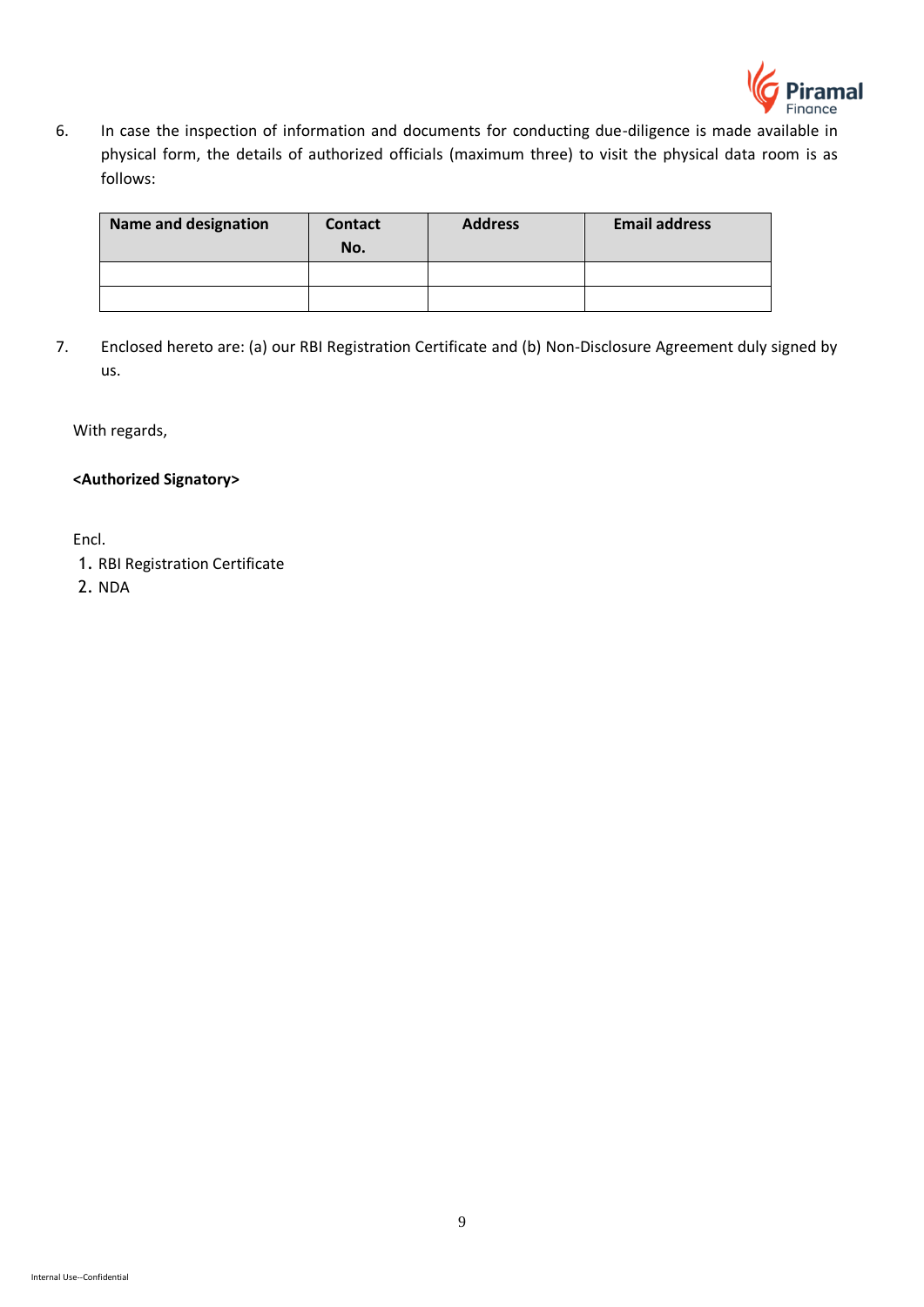6. In case the inspection of information and documents for conducting due-diligence is made available in physical form, the details of authorized officials (maximum three) to visit the physical data room is as follows:

| Name and designation | Contact No. | Address | Email address |
|---|---|---|---|
| | | | |
| | | | |

7. Enclosed hereto are: (a) our RBI Registration Certificate and (b) Non-Disclosure Agreement duly signed by us.

With regards,

**<Authorized Signatory>**

Encl.

1. RBI Registration Certificate
2. NDA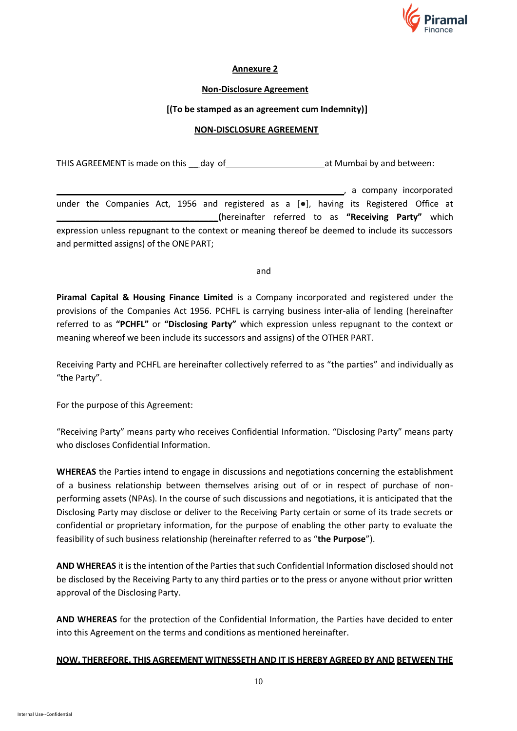**Annexure 2**

**Non-Disclosure Agreement**

**[(To be stamped as an agreement cum Indemnity)]**

**NON-DISCLOSURE AGREEMENT**

THIS AGREEMENT is made on this __day of ____________________ at Mumbai by and between:

________________________________________________________, a company incorporated under the Companies Act, 1956 and registered as a [●], having its Registered Office at ________________________________**(**hereinafter referred to as **"Receiving Party"** which expression unless repugnant to the context or meaning thereof be deemed to include its successors and permitted assigns) of the ONE PART;

and

**Piramal Capital & Housing Finance Limited** is a Company incorporated and registered under the provisions of the Companies Act 1956. PCHFL is carrying business inter-alia of lending (hereinafter referred to as **"PCHFL"** or **"Disclosing Party"** which expression unless repugnant to the context or meaning whereof we been include its successors and assigns) of the OTHER PART.

Receiving Party and PCHFL are hereinafter collectively referred to as "the parties" and individually as "the Party".

For the purpose of this Agreement:

"Receiving Party" means party who receives Confidential Information. "Disclosing Party" means party who discloses Confidential Information.

**WHEREAS** the Parties intend to engage in discussions and negotiations concerning the establishment of a business relationship between themselves arising out of or in respect of purchase of non-performing assets (NPAs). In the course of such discussions and negotiations, it is anticipated that the Disclosing Party may disclose or deliver to the Receiving Party certain or some of its trade secrets or confidential or proprietary information, for the purpose of enabling the other party to evaluate the feasibility of such business relationship (hereinafter referred to as "**the Purpose**").

**AND WHEREAS** it is the intention of the Parties that such Confidential Information disclosed should not be disclosed by the Receiving Party to any third parties or to the press or anyone without prior written approval of the Disclosing Party.

**AND WHEREAS** for the protection of the Confidential Information, the Parties have decided to enter into this Agreement on the terms and conditions as mentioned hereinafter.

**NOW, THEREFORE, THIS AGREEMENT WITNESSETH AND IT IS HEREBY AGREED BY AND BETWEEN THE**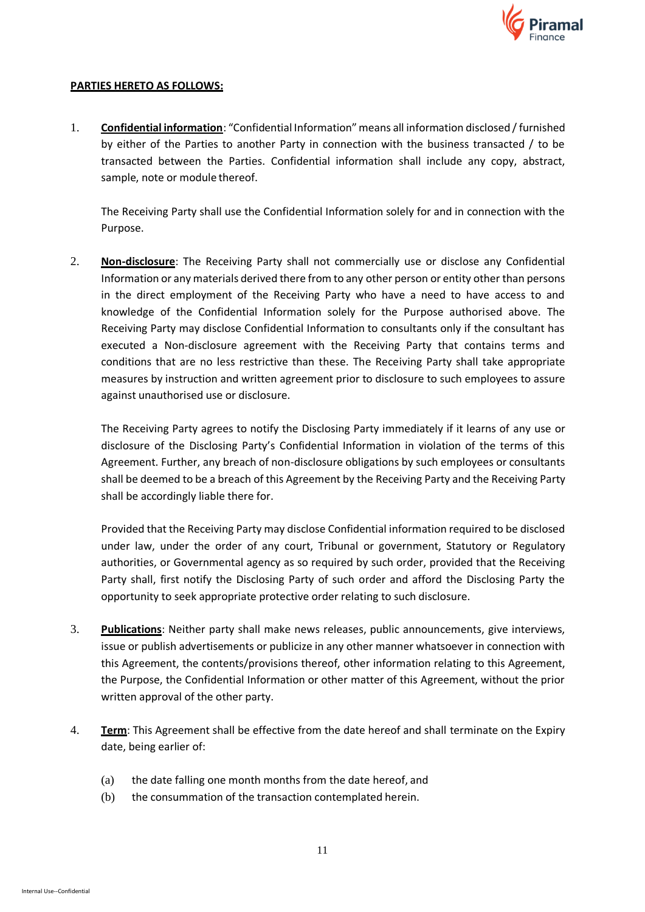**PARTIES HERETO AS FOLLOWS:**

1. **Confidential information**: "Confidential Information" means all information disclosed / furnished by either of the Parties to another Party in connection with the business transacted / to be transacted between the Parties. Confidential information shall include any copy, abstract, sample, note or module thereof.

   The Receiving Party shall use the Confidential Information solely for and in connection with the Purpose.

2. **Non-disclosure**: The Receiving Party shall not commercially use or disclose any Confidential Information or any materials derived there from to any other person or entity other than persons in the direct employment of the Receiving Party who have a need to have access to and knowledge of the Confidential Information solely for the Purpose authorised above. The Receiving Party may disclose Confidential Information to consultants only if the consultant has executed a Non-disclosure agreement with the Receiving Party that contains terms and conditions that are no less restrictive than these. The Receiving Party shall take appropriate measures by instruction and written agreement prior to disclosure to such employees to assure against unauthorised use or disclosure.

   The Receiving Party agrees to notify the Disclosing Party immediately if it learns of any use or disclosure of the Disclosing Party's Confidential Information in violation of the terms of this Agreement. Further, any breach of non-disclosure obligations by such employees or consultants shall be deemed to be a breach of this Agreement by the Receiving Party and the Receiving Party shall be accordingly liable there for.

   Provided that the Receiving Party may disclose Confidential information required to be disclosed under law, under the order of any court, Tribunal or government, Statutory or Regulatory authorities, or Governmental agency as so required by such order, provided that the Receiving Party shall, first notify the Disclosing Party of such order and afford the Disclosing Party the opportunity to seek appropriate protective order relating to such disclosure.

3. **Publications**: Neither party shall make news releases, public announcements, give interviews, issue or publish advertisements or publicize in any other manner whatsoever in connection with this Agreement, the contents/provisions thereof, other information relating to this Agreement, the Purpose, the Confidential Information or other matter of this Agreement, without the prior written approval of the other party.

4. **Term**: This Agreement shall be effective from the date hereof and shall terminate on the Expiry date, being earlier of:

   (a) the date falling one month months from the date hereof, and

   (b) the consummation of the transaction contemplated herein.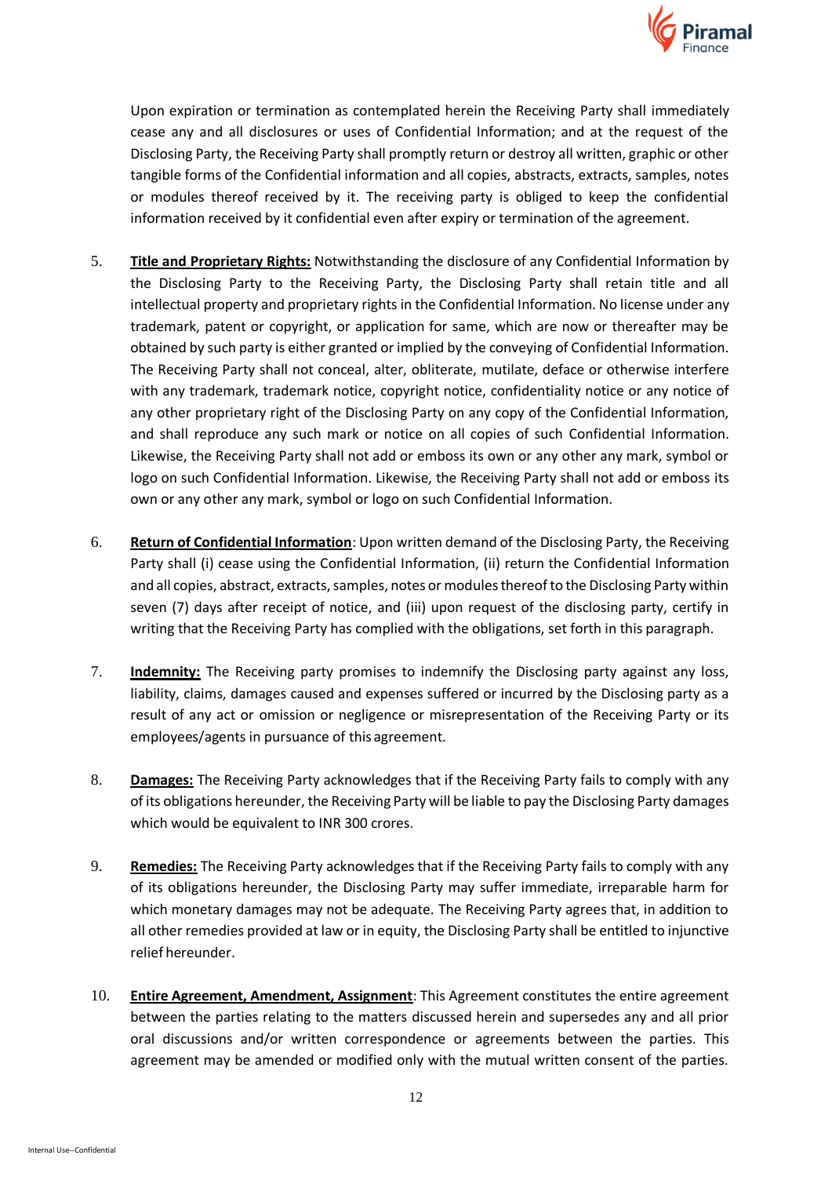Upon expiration or termination as contemplated herein the Receiving Party shall immediately cease any and all disclosures or uses of Confidential Information; and at the request of the Disclosing Party, the Receiving Party shall promptly return or destroy all written, graphic or other tangible forms of the Confidential information and all copies, abstracts, extracts, samples, notes or modules thereof received by it. The receiving party is obliged to keep the confidential information received by it confidential even after expiry or termination of the agreement.

5. **Title and Proprietary Rights:** Notwithstanding the disclosure of any Confidential Information by the Disclosing Party to the Receiving Party, the Disclosing Party shall retain title and all intellectual property and proprietary rights in the Confidential Information. No license under any trademark, patent or copyright, or application for same, which are now or thereafter may be obtained by such party is either granted or implied by the conveying of Confidential Information. The Receiving Party shall not conceal, alter, obliterate, mutilate, deface or otherwise interfere with any trademark, trademark notice, copyright notice, confidentiality notice or any notice of any other proprietary right of the Disclosing Party on any copy of the Confidential Information, and shall reproduce any such mark or notice on all copies of such Confidential Information. Likewise, the Receiving Party shall not add or emboss its own or any other any mark, symbol or logo on such Confidential Information. Likewise, the Receiving Party shall not add or emboss its own or any other any mark, symbol or logo on such Confidential Information.

6. **Return of Confidential Information**: Upon written demand of the Disclosing Party, the Receiving Party shall (i) cease using the Confidential Information, (ii) return the Confidential Information and all copies, abstract, extracts, samples, notes or modules thereof to the Disclosing Party within seven (7) days after receipt of notice, and (iii) upon request of the disclosing party, certify in writing that the Receiving Party has complied with the obligations, set forth in this paragraph.

7. **Indemnity:** The Receiving party promises to indemnify the Disclosing party against any loss, liability, claims, damages caused and expenses suffered or incurred by the Disclosing party as a result of any act or omission or negligence or misrepresentation of the Receiving Party or its employees/agents in pursuance of this agreement.

8. **Damages:** The Receiving Party acknowledges that if the Receiving Party fails to comply with any of its obligations hereunder, the Receiving Party will be liable to pay the Disclosing Party damages which would be equivalent to INR 300 crores.

9. **Remedies:** The Receiving Party acknowledges that if the Receiving Party fails to comply with any of its obligations hereunder, the Disclosing Party may suffer immediate, irreparable harm for which monetary damages may not be adequate. The Receiving Party agrees that, in addition to all other remedies provided at law or in equity, the Disclosing Party shall be entitled to injunctive relief hereunder.

10. **Entire Agreement, Amendment, Assignment**: This Agreement constitutes the entire agreement between the parties relating to the matters discussed herein and supersedes any and all prior oral discussions and/or written correspondence or agreements between the parties. This agreement may be amended or modified only with the mutual written consent of the parties.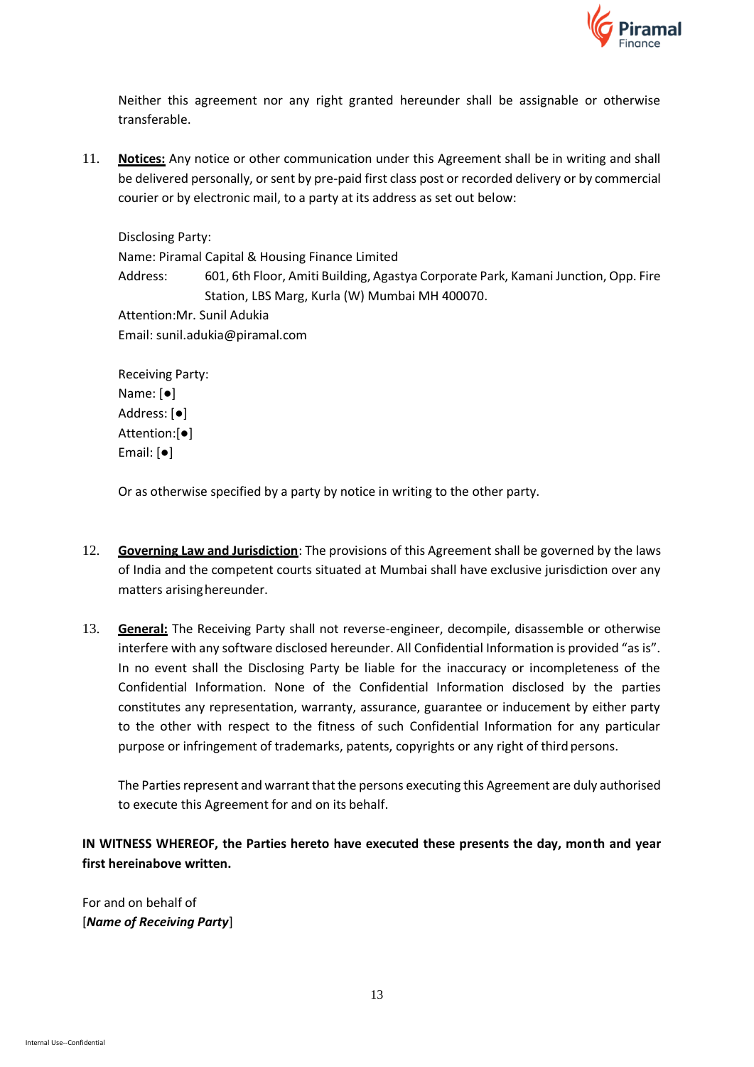Neither this agreement nor any right granted hereunder shall be assignable or otherwise transferable.

11. **Notices:** Any notice or other communication under this Agreement shall be in writing and shall be delivered personally, or sent by pre-paid first class post or recorded delivery or by commercial courier or by electronic mail, to a party at its address as set out below:

    Disclosing Party:
    Name: Piramal Capital & Housing Finance Limited
    Address: 601, 6th Floor, Amiti Building, Agastya Corporate Park, Kamani Junction, Opp. Fire Station, LBS Marg, Kurla (W) Mumbai MH 400070.
    Attention:Mr. Sunil Adukia
    Email: sunil.adukia@piramal.com

    Receiving Party:
    Name: [●]
    Address: [●]
    Attention:[●]
    Email: [●]

    Or as otherwise specified by a party by notice in writing to the other party.

12. **Governing Law and Jurisdiction**: The provisions of this Agreement shall be governed by the laws of India and the competent courts situated at Mumbai shall have exclusive jurisdiction over any matters arising hereunder.

13. **General:** The Receiving Party shall not reverse-engineer, decompile, disassemble or otherwise interfere with any software disclosed hereunder. All Confidential Information is provided "as is". In no event shall the Disclosing Party be liable for the inaccuracy or incompleteness of the Confidential Information. None of the Confidential Information disclosed by the parties constitutes any representation, warranty, assurance, guarantee or inducement by either party to the other with respect to the fitness of such Confidential Information for any particular purpose or infringement of trademarks, patents, copyrights or any right of third persons.

    The Parties represent and warrant that the persons executing this Agreement are duly authorised to execute this Agreement for and on its behalf.

**IN WITNESS WHEREOF, the Parties hereto have executed these presents the day, month and year first hereinabove written.**

For and on behalf of
[***Name of Receiving Party***]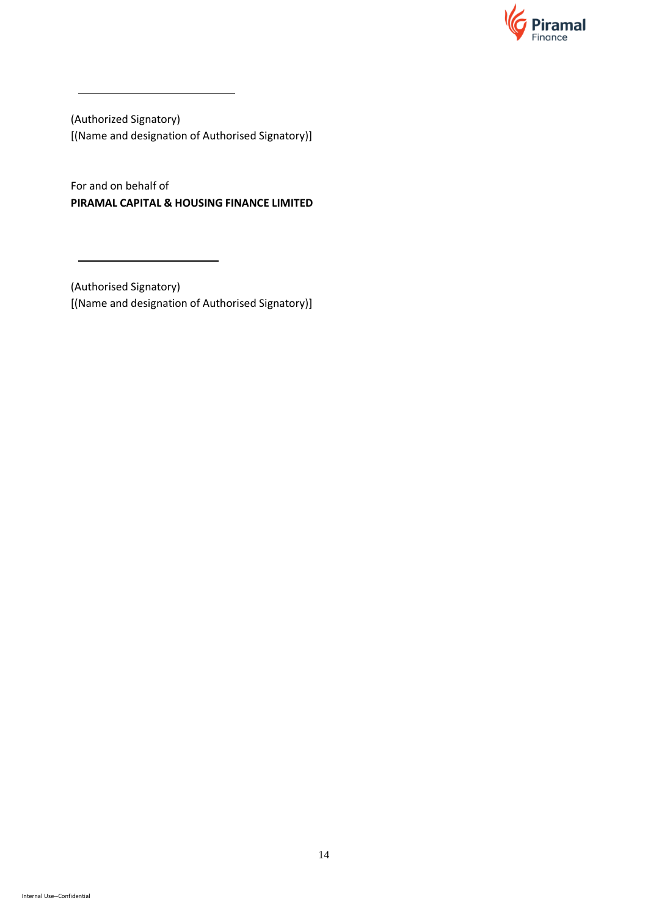\_\_\_\_\_\_\_\_\_\_\_\_\_\_\_\_\_\_\_\_\_\_\_\_\_\_\_\_

(Authorized Signatory)
[(Name and designation of Authorised Signatory)]

For and on behalf of
**PIRAMAL CAPITAL & HOUSING FINANCE LIMITED**

\_\_\_\_\_\_\_\_\_\_\_\_\_\_\_\_\_\_\_\_\_\_\_\_\_\_

(Authorised Signatory)
[(Name and designation of Authorised Signatory)]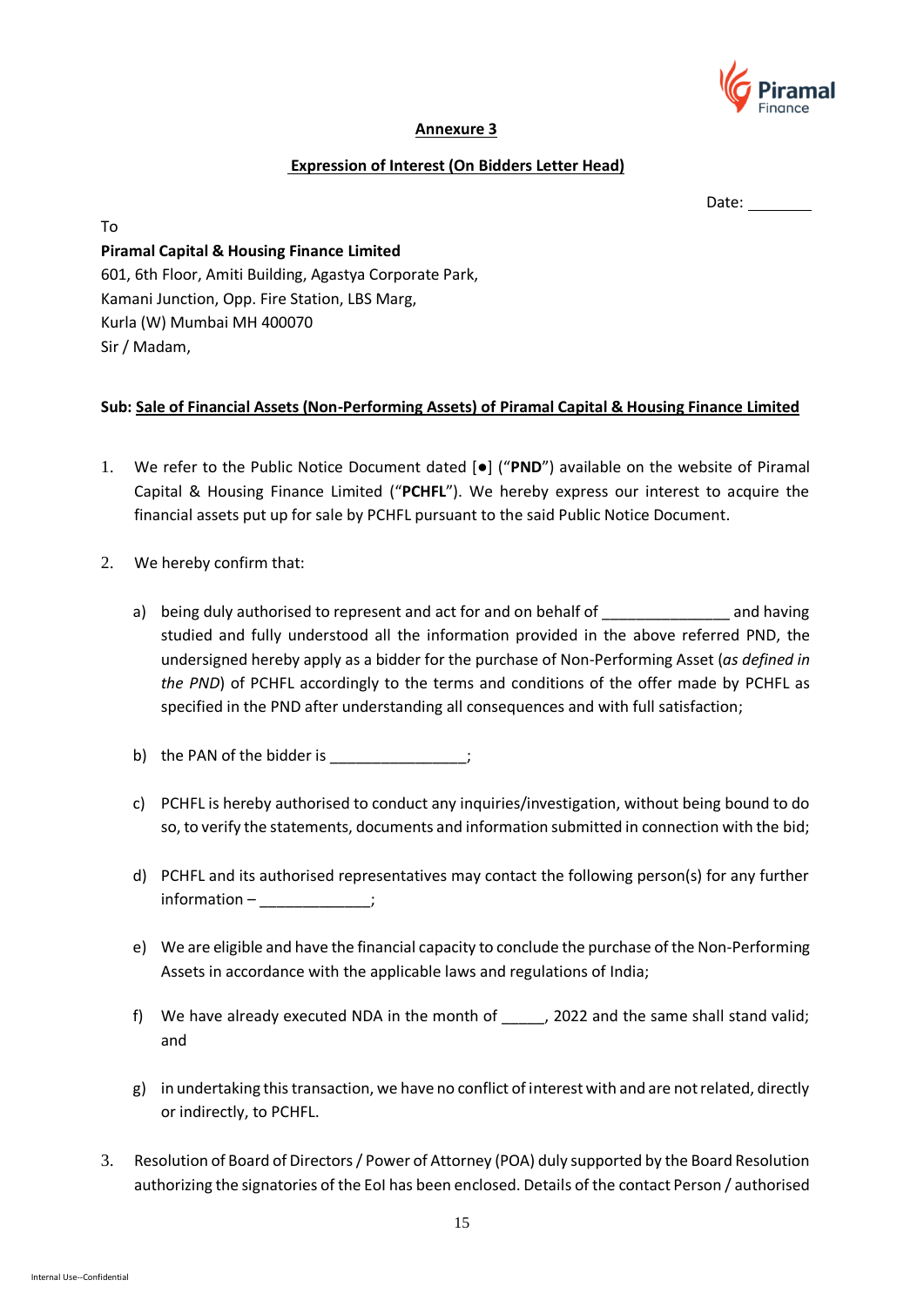## Annexure 3

## Expression of Interest (On Bidders Letter Head)

Date: ________

To

**Piramal Capital & Housing Finance Limited**
601, 6th Floor, Amiti Building, Agastya Corporate Park,
Kamani Junction, Opp. Fire Station, LBS Marg,
Kurla (W) Mumbai MH 400070
Sir / Madam,

**Sub: Sale of Financial Assets (Non-Performing Assets) of Piramal Capital & Housing Finance Limited**

1. We refer to the Public Notice Document dated [●] ("**PND**") available on the website of Piramal Capital & Housing Finance Limited ("**PCHFL**"). We hereby express our interest to acquire the financial assets put up for sale by PCHFL pursuant to the said Public Notice Document.

2. We hereby confirm that:

   a) being duly authorised to represent and act for and on behalf of _______________ and having studied and fully understood all the information provided in the above referred PND, the undersigned hereby apply as a bidder for the purchase of Non-Performing Asset (*as defined in the PND*) of PCHFL accordingly to the terms and conditions of the offer made by PCHFL as specified in the PND after understanding all consequences and with full satisfaction;

   b) the PAN of the bidder is ________________;

   c) PCHFL is hereby authorised to conduct any inquiries/investigation, without being bound to do so, to verify the statements, documents and information submitted in connection with the bid;

   d) PCHFL and its authorised representatives may contact the following person(s) for any further information – _____________;

   e) We are eligible and have the financial capacity to conclude the purchase of the Non-Performing Assets in accordance with the applicable laws and regulations of India;

   f) We have already executed NDA in the month of _____, 2022 and the same shall stand valid; and

   g) in undertaking this transaction, we have no conflict of interest with and are not related, directly or indirectly, to PCHFL.

3. Resolution of Board of Directors / Power of Attorney (POA) duly supported by the Board Resolution authorizing the signatories of the EoI has been enclosed. Details of the contact Person / authorised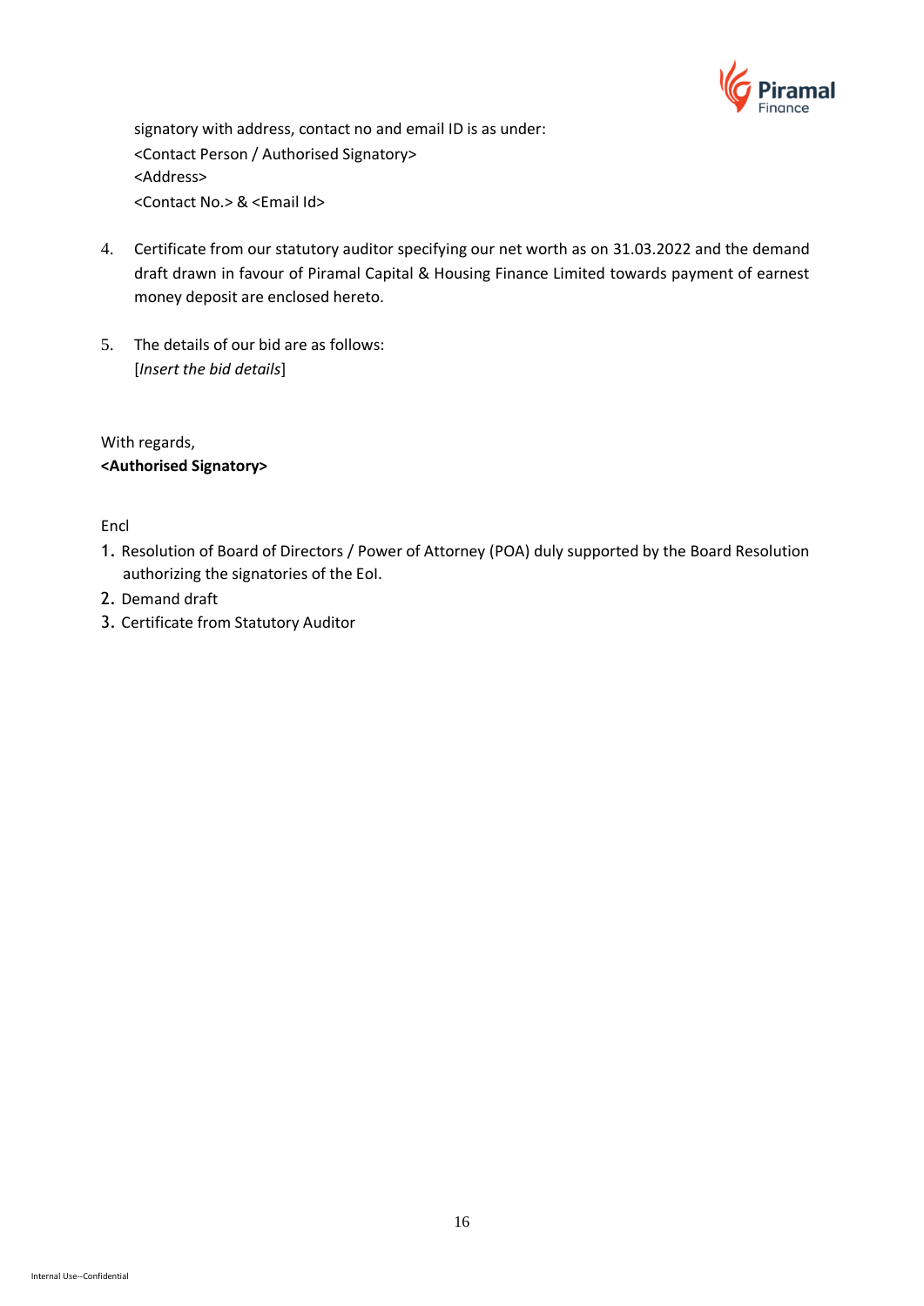signatory with address, contact no and email ID is as under:
<Contact Person / Authorised Signatory>
<Address>
<Contact No.> & <Email Id>

4. Certificate from our statutory auditor specifying our net worth as on 31.03.2022 and the demand draft drawn in favour of Piramal Capital & Housing Finance Limited towards payment of earnest money deposit are enclosed hereto.

5. The details of our bid are as follows:
[*Insert the bid details*]

With regards,
**<Authorised Signatory>**

Encl

1. Resolution of Board of Directors / Power of Attorney (POA) duly supported by the Board Resolution authorizing the signatories of the EoI.
2. Demand draft
3. Certificate from Statutory Auditor